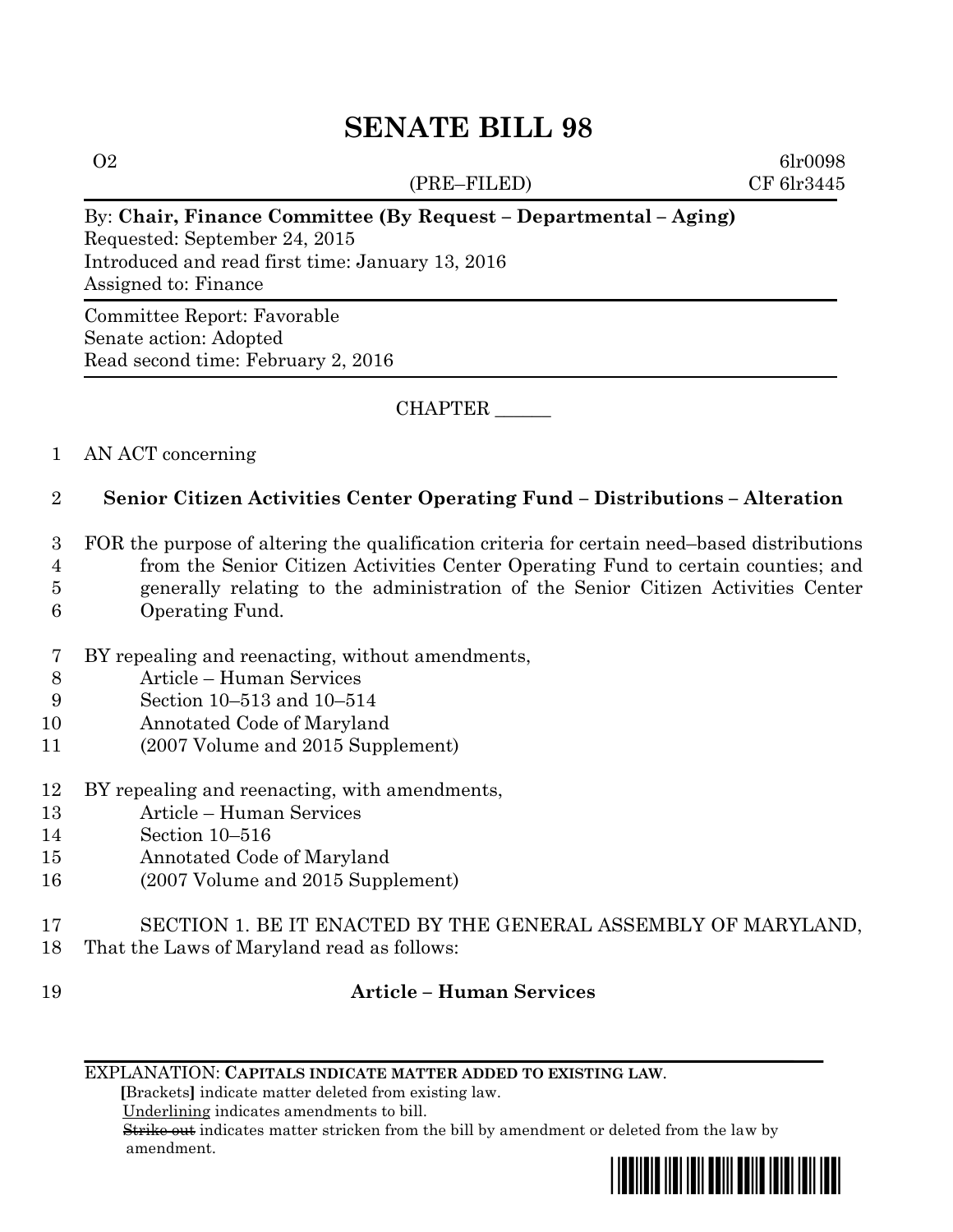# SENATE BILL 98

O2 6lr0098
(PRE–FILED) CF 6lr3445

By: **Chair, Finance Committee (By Request – Departmental – Aging)**
Requested: September 24, 2015
Introduced and read first time: January 13, 2016
Assigned to: Finance

Committee Report: Favorable
Senate action: Adopted
Read second time: February 2, 2016

CHAPTER ______

1 AN ACT concerning

2 **Senior Citizen Activities Center Operating Fund – Distributions – Alteration**

3 FOR the purpose of altering the qualification criteria for certain need–based distributions
4 from the Senior Citizen Activities Center Operating Fund to certain counties; and
5 generally relating to the administration of the Senior Citizen Activities Center
6 Operating Fund.

7 BY repealing and reenacting, without amendments,
8 Article – Human Services
9 Section 10–513 and 10–514
10 Annotated Code of Maryland
11 (2007 Volume and 2015 Supplement)

12 BY repealing and reenacting, with amendments,
13 Article – Human Services
14 Section 10–516
15 Annotated Code of Maryland
16 (2007 Volume and 2015 Supplement)

17 SECTION 1. BE IT ENACTED BY THE GENERAL ASSEMBLY OF MARYLAND,
18 That the Laws of Maryland read as follows:

19 **Article – Human Services**

EXPLANATION: **CAPITALS INDICATE MATTER ADDED TO EXISTING LAW.**
**[**Brackets**]** indicate matter deleted from existing law.
Underlining indicates amendments to bill.
~~Strike out~~ indicates matter stricken from the bill by amendment or deleted from the law by amendment.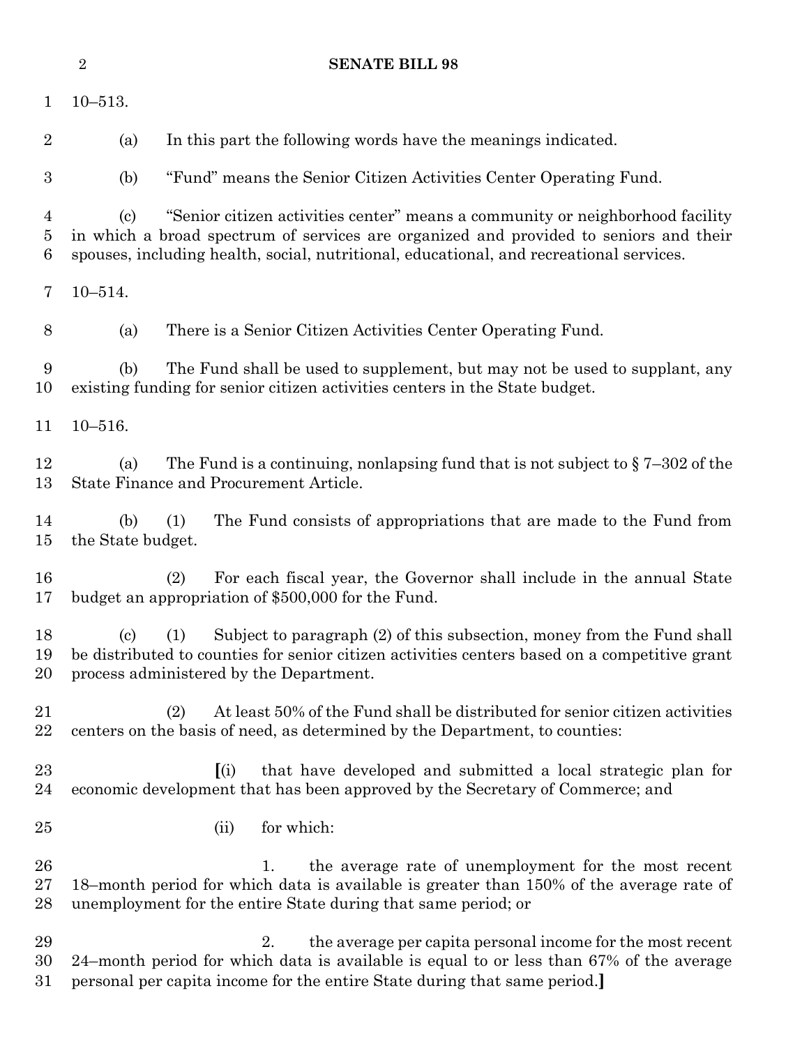10–513.

(a) In this part the following words have the meanings indicated.

(b) "Fund" means the Senior Citizen Activities Center Operating Fund.

(c) "Senior citizen activities center" means a community or neighborhood facility in which a broad spectrum of services are organized and provided to seniors and their spouses, including health, social, nutritional, educational, and recreational services.

10–514.

(a) There is a Senior Citizen Activities Center Operating Fund.

(b) The Fund shall be used to supplement, but may not be used to supplant, any existing funding for senior citizen activities centers in the State budget.

10–516.

(a) The Fund is a continuing, nonlapsing fund that is not subject to § 7–302 of the State Finance and Procurement Article.

(b) (1) The Fund consists of appropriations that are made to the Fund from the State budget.

(2) For each fiscal year, the Governor shall include in the annual State budget an appropriation of $500,000 for the Fund.

(c) (1) Subject to paragraph (2) of this subsection, money from the Fund shall be distributed to counties for senior citizen activities centers based on a competitive grant process administered by the Department.

(2) At least 50% of the Fund shall be distributed for senior citizen activities centers on the basis of need, as determined by the Department, to counties:

**[**(i) that have developed and submitted a local strategic plan for economic development that has been approved by the Secretary of Commerce; and

(ii) for which:

1. the average rate of unemployment for the most recent 18–month period for which data is available is greater than 150% of the average rate of unemployment for the entire State during that same period; or

2. the average per capita personal income for the most recent 24–month period for which data is available is equal to or less than 67% of the average personal per capita income for the entire State during that same period.**]**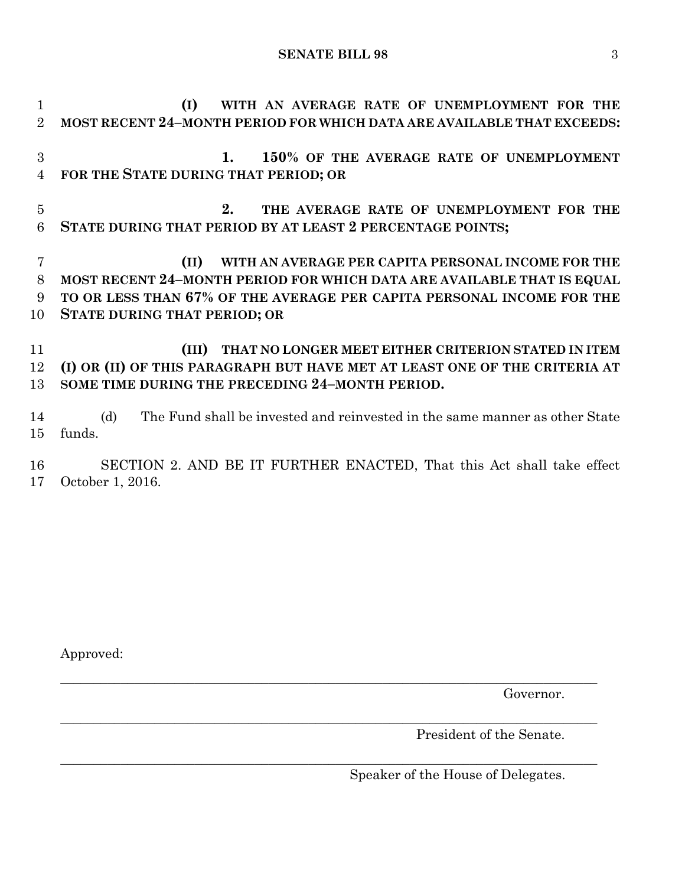**(I) WITH AN AVERAGE RATE OF UNEMPLOYMENT FOR THE MOST RECENT 24–MONTH PERIOD FOR WHICH DATA ARE AVAILABLE THAT EXCEEDS:**

**1. 150% OF THE AVERAGE RATE OF UNEMPLOYMENT FOR THE STATE DURING THAT PERIOD; OR**

**2. THE AVERAGE RATE OF UNEMPLOYMENT FOR THE STATE DURING THAT PERIOD BY AT LEAST 2 PERCENTAGE POINTS;**

**(II) WITH AN AVERAGE PER CAPITA PERSONAL INCOME FOR THE MOST RECENT 24–MONTH PERIOD FOR WHICH DATA ARE AVAILABLE THAT IS EQUAL TO OR LESS THAN 67% OF THE AVERAGE PER CAPITA PERSONAL INCOME FOR THE STATE DURING THAT PERIOD; OR**

**(III) THAT NO LONGER MEET EITHER CRITERION STATED IN ITEM (I) OR (II) OF THIS PARAGRAPH BUT HAVE MET AT LEAST ONE OF THE CRITERIA AT SOME TIME DURING THE PRECEDING 24–MONTH PERIOD.**

(d) The Fund shall be invested and reinvested in the same manner as other State funds.

SECTION 2. AND BE IT FURTHER ENACTED, That this Act shall take effect October 1, 2016.

Approved:

\_\_\_\_\_\_\_\_\_\_\_\_\_\_\_\_\_\_\_\_\_\_\_\_\_\_\_\_\_\_\_\_\_\_\_\_\_\_\_\_

Governor.

\_\_\_\_\_\_\_\_\_\_\_\_\_\_\_\_\_\_\_\_\_\_\_\_\_\_\_\_\_\_\_\_\_\_\_\_\_\_\_\_

President of the Senate.

\_\_\_\_\_\_\_\_\_\_\_\_\_\_\_\_\_\_\_\_\_\_\_\_\_\_\_\_\_\_\_\_\_\_\_\_\_\_\_\_

Speaker of the House of Delegates.